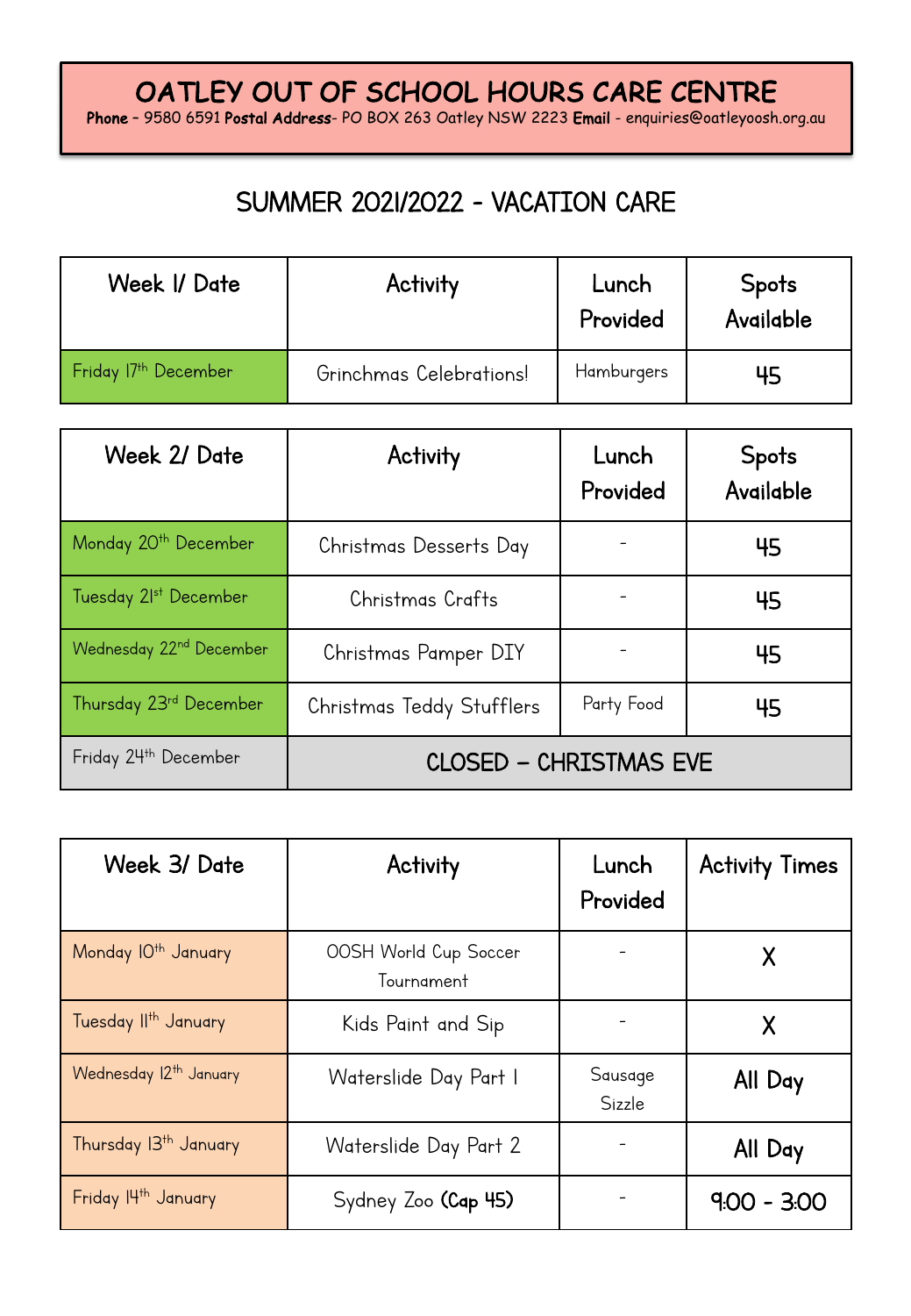# OATLEY OUT OF SCHOOL HOURS CARE CENTRE

**Phone** – 9580 6591 **Postal Address**- PO BOX 263 Oatley NSW 2223 **Email** – enquiries@oatleyoosh.org.au

## SUMMER 2021/2022 - VACATION CARE

| Week 1/ Date | Activity | Lunch Provided | Spots Available |
|---|---|---|---|
| Friday 17th December | Grinchmas Celebrations! | Hamburgers | 45 |

| Week 2/ Date | Activity | Lunch Provided | Spots Available |
|---|---|---|---|
| Monday 20th December | Christmas Desserts Day | - | 45 |
| Tuesday 21st December | Christmas Crafts | - | 45 |
| Wednesday 22nd December | Christmas Pamper DIY | - | 45 |
| Thursday 23rd December | Christmas Teddy Stufflers | Party Food | 45 |
| Friday 24th December | CLOSED – CHRISTMAS EVE | | |

| Week 3/ Date | Activity | Lunch Provided | Activity Times |
|---|---|---|---|
| Monday 10th January | OOSH World Cup Soccer Tournament | - | X |
| Tuesday 11th January | Kids Paint and Sip | - | X |
| Wednesday 12th January | Waterslide Day Part 1 | Sausage Sizzle | All Day |
| Thursday 13th January | Waterslide Day Part 2 | - | All Day |
| Friday 14th January | Sydney Zoo **(Cap 45)** | - | 9:00 - 3:00 |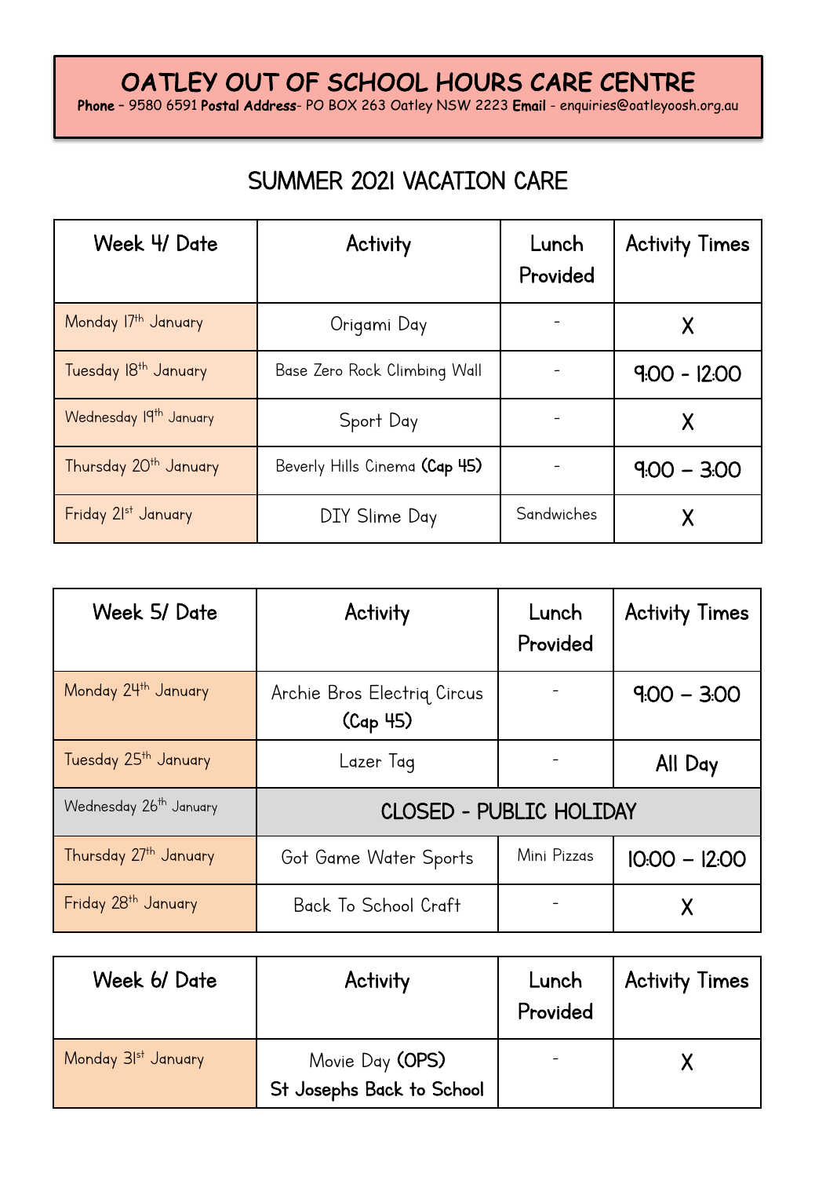# OATLEY OUT OF SCHOOL HOURS CARE CENTRE

**Phone** – 9580 6591 **Postal Address**- PO BOX 263 Oatley NSW 2223 **Email** – enquiries@oatleyoosh.org.au

## SUMMER 2021 VACATION CARE

| Week 4/ Date | Activity | Lunch Provided | Activity Times |
|---|---|---|---|
| Monday 17th January | Origami Day | - | X |
| Tuesday 18th January | Base Zero Rock Climbing Wall | - | 9:00 - 12:00 |
| Wednesday 19th January | Sport Day | - | X |
| Thursday 20th January | Beverly Hills Cinema **(Cap 45)** | - | 9:00 – 3:00 |
| Friday 21st January | DIY Slime Day | Sandwiches | X |

| Week 5/ Date | Activity | Lunch Provided | Activity Times |
|---|---|---|---|
| Monday 24th January | Archie Bros Electriq Circus **(Cap 45)** | - | 9:00 – 3:00 |
| Tuesday 25th January | Lazer Tag | - | All Day |
| Wednesday 26th January | CLOSED - PUBLIC HOLIDAY | | |
| Thursday 27th January | Got Game Water Sports | Mini Pizzas | 10:00 – 12:00 |
| Friday 28th January | Back To School Craft | - | X |

| Week 6/ Date | Activity | Lunch Provided | Activity Times |
|---|---|---|---|
| Monday 31st January | Movie Day **(OPS)** **St Josephs Back to School** | - | X |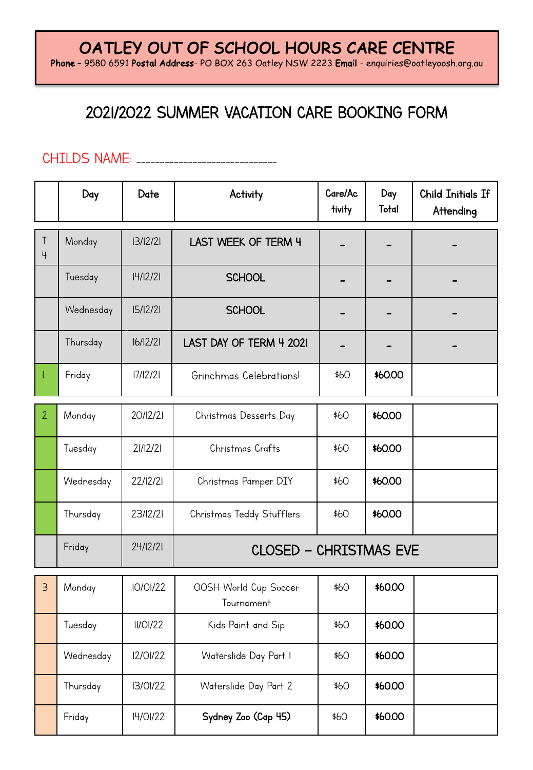# OATLEY OUT OF SCHOOL HOURS CARE CENTRE

**Phone** – 9580 6591 **Postal Address**- PO BOX 263 Oatley NSW 2223 **Email** – enquiries@oatleyoosh.org.au

## 2021/2022 SUMMER VACATION CARE BOOKING FORM

CHILDS NAME: ______________________________

| | Day | Date | Activity | Care/Activity | Day Total | Child Initials If Attending |
|---|---|---|---|---|---|---|
| T 4 | Monday | 13/12/21 | LAST WEEK OF TERM 4 | - | - | - |
| | Tuesday | 14/12/21 | SCHOOL | - | - | - |
| | Wednesday | 15/12/21 | SCHOOL | - | - | - |
| | Thursday | 16/12/21 | LAST DAY OF TERM 4 2021 | - | - | - |
| 1 | Friday | 17/12/21 | Grinchmas Celebrations! | $60 | **$60.00** | |
| 2 | Monday | 20/12/21 | Christmas Desserts Day | $60 | **$60.00** | |
| | Tuesday | 21/12/21 | Christmas Crafts | $60 | **$60.00** | |
| | Wednesday | 22/12/21 | Christmas Pamper DIY | $60 | **$60.00** | |
| | Thursday | 23/12/21 | Christmas Teddy Stufflers | $60 | **$60.00** | |
| | Friday | 24/12/21 | CLOSED – CHRISTMAS EVE | | | |
| 3 | Monday | 10/01/22 | OOSH World Cup Soccer Tournament | $60 | **$60.00** | |
| | Tuesday | 11/01/22 | Kids Paint and Sip | $60 | **$60.00** | |
| | Wednesday | 12/01/22 | Waterslide Day Part 1 | $60 | **$60.00** | |
| | Thursday | 13/01/22 | Waterslide Day Part 2 | $60 | **$60.00** | |
| | Friday | 14/01/22 | **Sydney Zoo (Cap 45)** | $60 | **$60.00** | |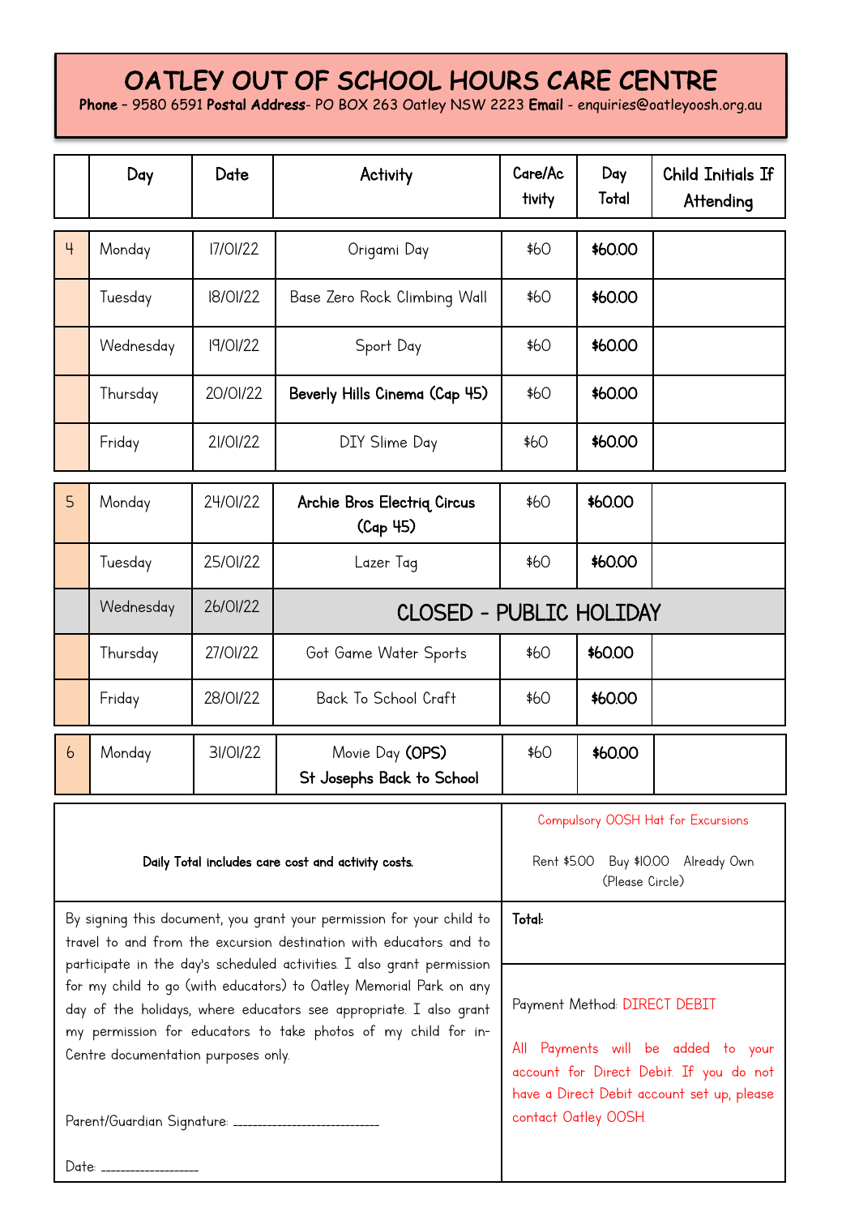# OATLEY OUT OF SCHOOL HOURS CARE CENTRE

**Phone** – 9580 6591 **Postal Address**- PO BOX 263 Oatley NSW 2223 **Email** – enquiries@oatleyoosh.org.au

| | Day | Date | Activity | Care/Activity | Day Total | Child Initials If Attending |
|---|---|---|---|---|---|---|
| 4 | Monday | 17/01/22 | Origami Day | $60 | **$60.00** | |
| | Tuesday | 18/01/22 | Base Zero Rock Climbing Wall | $60 | **$60.00** | |
| | Wednesday | 19/01/22 | Sport Day | $60 | **$60.00** | |
| | Thursday | 20/01/22 | **Beverly Hills Cinema (Cap 45)** | $60 | **$60.00** | |
| | Friday | 21/01/22 | DIY Slime Day | $60 | **$60.00** | |
| 5 | Monday | 24/01/22 | **Archie Bros Electriq Circus (Cap 45)** | $60 | **$60.00** | |
| | Tuesday | 25/01/22 | Lazer Tag | $60 | **$60.00** | |
| | Wednesday | 26/01/22 | CLOSED - PUBLIC HOLIDAY | | | |
| | Thursday | 27/01/22 | Got Game Water Sports | $60 | **$60.00** | |
| | Friday | 28/01/22 | Back To School Craft | $60 | **$60.00** | |
| 6 | Monday | 31/01/22 | Movie Day **(OPS)** **St Josephs Back to School** | $60 | **$60.00** | |

**Daily Total includes care cost and activity costs.**

Compulsory OOSH Hat for Excursions

Rent $5.00 Buy $10.00 Already Own
(Please Circle)

By signing this document, you grant your permission for your child to travel to and from the excursion destination with educators and to participate in the day's scheduled activities. I also grant permission for my child to go (with educators) to Oatley Memorial Park on any day of the holidays, where educators see appropriate. I also grant my permission for educators to take photos of my child for in-Centre documentation purposes only.

Parent/Guardian Signature: ___________________________

Date: ________________

**Total:**

Payment Method: DIRECT DEBIT

All Payments will be added to your account for Direct Debit. If you do not have a Direct Debit account set up, please contact Oatley OOSH.